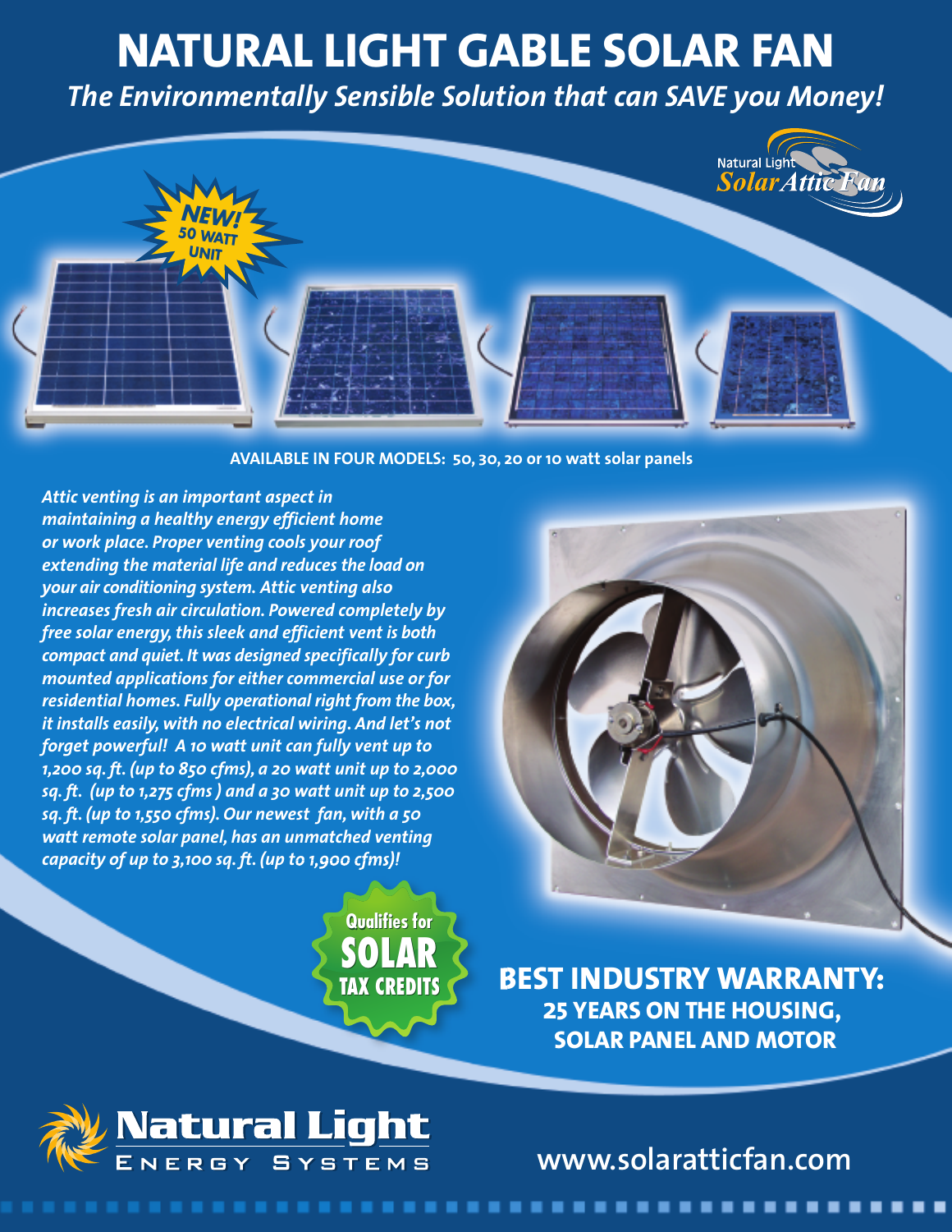# NATURAL LIGHT GABLE SOLAR FAN

*The Environmentally Sensible Solution that can SAVE you Money!*

Natural Light *Solar Attic Fan*

**NEW! 50 WATT UNIT**

**AVAILABLE IN FOUR MODELS: 50, 30, 20 or 10 watt solar panels**

***Attic venting is an important aspect in maintaining a healthy energy efficient home or work place. Proper venting cools your roof extending the material life and reduces the load on your air conditioning system. Attic venting also increases fresh air circulation. Powered completely by free solar energy, this sleek and efficient vent is both compact and quiet. It was designed specifically for curb mounted applications for either commercial use or for residential homes. Fully operational right from the box, it installs easily, with no electrical wiring. And let's not forget powerful! A 10 watt unit can fully vent up to 1,200 sq. ft. (up to 850 cfms), a 20 watt unit up to 2,000 sq. ft. (up to 1,275 cfms ) and a 30 watt unit up to 2,500 sq. ft. (up to 1,550 cfms). Our newest fan, with a 50 watt remote solar panel, has an unmatched venting capacity of up to 3,100 sq. ft. (up to 1,900 cfms)!***

**Qualifies for SOLAR TAX CREDITS**

## BEST INDUSTRY WARRANTY:

**25 YEARS ON THE HOUSING, SOLAR PANEL AND MOTOR**

**Natural Light** ENERGY SYSTEMS

www.solaratticfan.com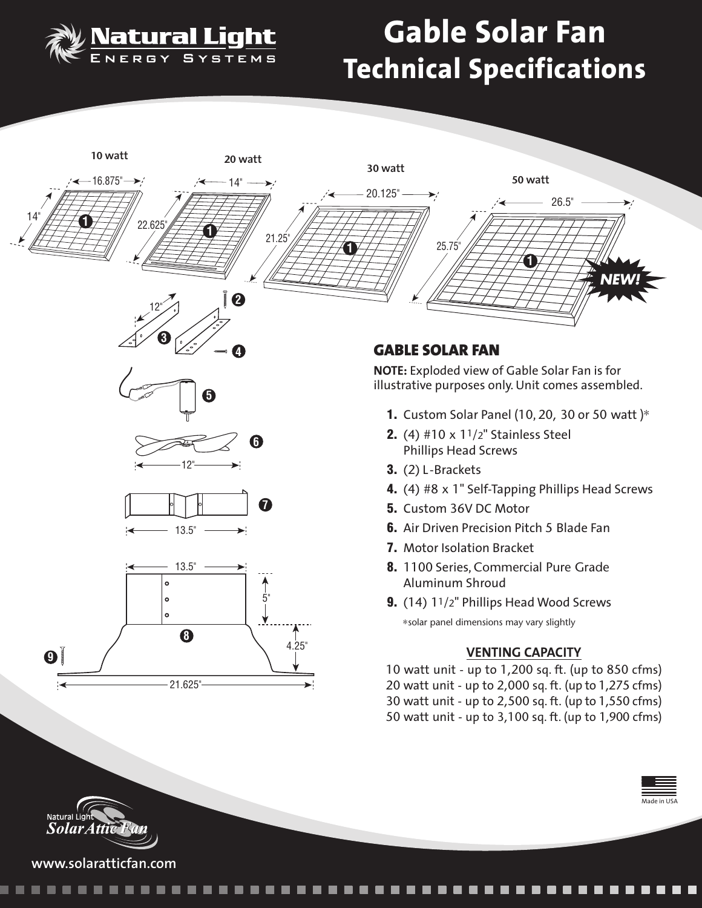# Gable Solar Fan Technical Specifications

10 watt

16.875"

14"

20 watt

14"

22.625"

30 watt

20.125"

21.25"

50 watt

26.5"

25.75"

NEW!

12"

13.5"

13.5"

5"

4.25"

21.625"

## GABLE SOLAR FAN

**NOTE:** Exploded view of Gable Solar Fan is for illustrative purposes only. Unit comes assembled.

1. Custom Solar Panel (10, 20, 30 or 50 watt )*
2. (4) #10 x 1 1/2" Stainless Steel Phillips Head Screws
3. (2) L-Brackets
4. (4) #8 x 1" Self-Tapping Phillips Head Screws
5. Custom 36V DC Motor
6. Air Driven Precision Pitch 5 Blade Fan
7. Motor Isolation Bracket
8. 1100 Series, Commercial Pure Grade Aluminum Shroud
9. (14) 1 1/2" Phillips Head Wood Screws

*solar panel dimensions may vary slightly

### VENTING CAPACITY

10 watt unit - up to 1,200 sq. ft. (up to 850 cfms)
20 watt unit - up to 2,000 sq. ft. (up to 1,275 cfms)
30 watt unit - up to 2,500 sq. ft. (up to 1,550 cfms)
50 watt unit - up to 3,100 sq. ft. (up to 1,900 cfms)

Made in USA

www.solaratticfan.com